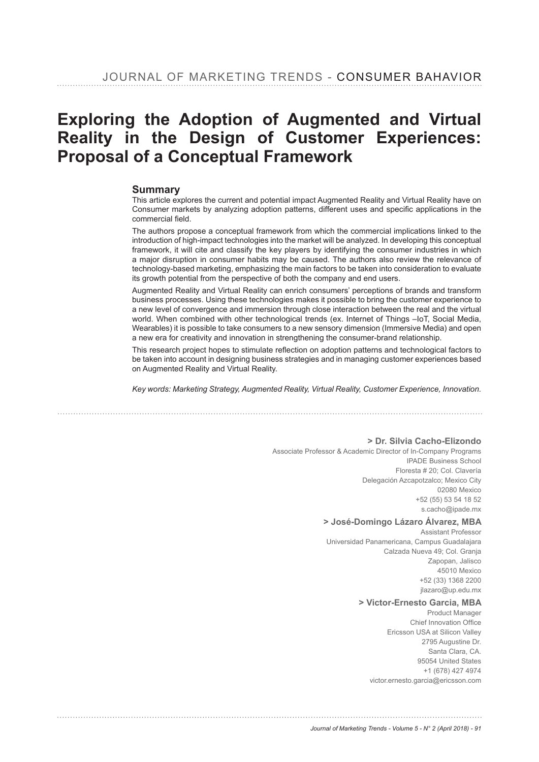# Exploring the Adoption of Augmented and Virtual Reality in the Design of Customer Experiences: Proposal of a Conceptual Framework

## Summary

This article explores the current and potential impact Augmented Reality and Virtual Reality have on Consumer markets by analyzing adoption patterns, different uses and specific applications in the commercial field.

The authors propose a conceptual framework from which the commercial implications linked to the introduction of high-impact technologies into the market will be analyzed. In developing this conceptual framework, it will cite and classify the key players by identifying the consumer industries in which a major disruption in consumer habits may be caused. The authors also review the relevance of technology-based marketing, emphasizing the main factors to be taken into consideration to evaluate its growth potential from the perspective of both the company and end users.

Augmented Reality and Virtual Reality can enrich consumers' perceptions of brands and transform business processes. Using these technologies makes it possible to bring the customer experience to a new level of convergence and immersion through close interaction between the real and the virtual world. When combined with other technological trends (ex. Internet of Things –IoT, Social Media, Wearables) it is possible to take consumers to a new sensory dimension (Immersive Media) and open a new era for creativity and innovation in strengthening the consumer-brand relationship.

This research project hopes to stimulate reflection on adoption patterns and technological factors to be taken into account in designing business strategies and in managing customer experiences based on Augmented Reality and Virtual Reality.

*Key words: Marketing Strategy, Augmented Reality, Virtual Reality, Customer Experience, Innovation.*

**> Dr. Silvia Cacho-Elizondo**
Associate Professor & Academic Director of In-Company Programs
IPADE Business School
Floresta # 20; Col. Clavería
Delegación Azcapotzalco; Mexico City
02080 Mexico
+52 (55) 53 54 18 52
s.cacho@ipade.mx

**> José-Domingo Lázaro Álvarez, MBA**
Assistant Professor
Universidad Panamericana, Campus Guadalajara
Calzada Nueva 49; Col. Granja
Zapopan, Jalisco
45010 Mexico
+52 (33) 1368 2200
jlazaro@up.edu.mx

**> Victor-Ernesto Garcia, MBA**
Product Manager
Chief Innovation Office
Ericsson USA at Silicon Valley
2795 Augustine Dr.
Santa Clara, CA.
95054 United States
+1 (678) 427 4974
victor.ernesto.garcia@ericsson.com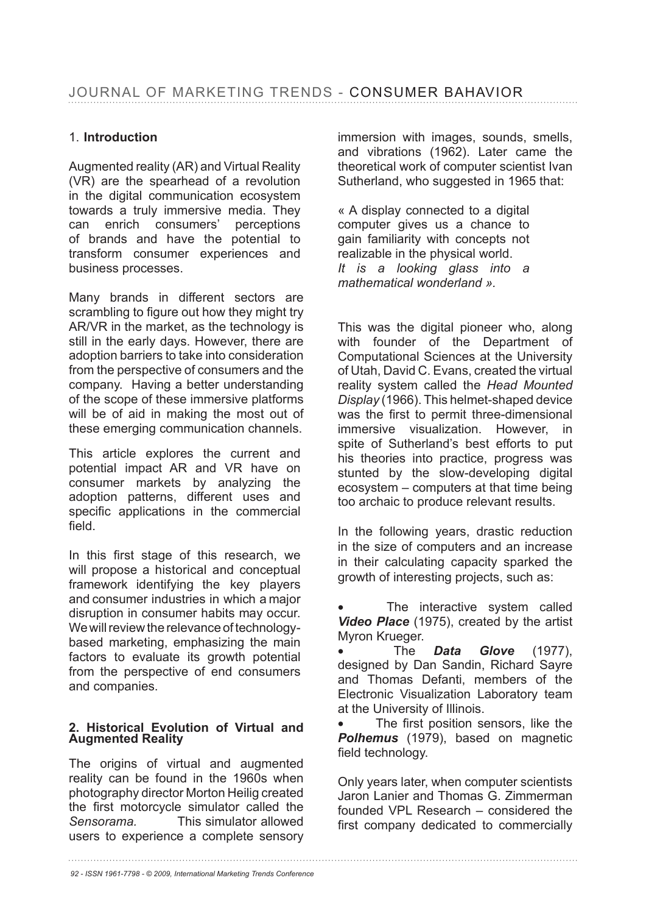## 1. Introduction

Augmented reality (AR) and Virtual Reality (VR) are the spearhead of a revolution in the digital communication ecosystem towards a truly immersive media. They can enrich consumers' perceptions of brands and have the potential to transform consumer experiences and business processes.

Many brands in different sectors are scrambling to figure out how they might try AR/VR in the market, as the technology is still in the early days. However, there are adoption barriers to take into consideration from the perspective of consumers and the company. Having a better understanding of the scope of these immersive platforms will be of aid in making the most out of these emerging communication channels.

This article explores the current and potential impact AR and VR have on consumer markets by analyzing the adoption patterns, different uses and specific applications in the commercial field.

In this first stage of this research, we will propose a historical and conceptual framework identifying the key players and consumer industries in which a major disruption in consumer habits may occur. We will review the relevance of technology-based marketing, emphasizing the main factors to evaluate its growth potential from the perspective of end consumers and companies.

## 2. Historical Evolution of Virtual and Augmented Reality

The origins of virtual and augmented reality can be found in the 1960s when photography director Morton Heilig created the first motorcycle simulator called the *Sensorama.* This simulator allowed users to experience a complete sensory immersion with images, sounds, smells, and vibrations (1962). Later came the theoretical work of computer scientist Ivan Sutherland, who suggested in 1965 that:

> « A display connected to a digital computer gives us a chance to gain familiarity with concepts not realizable in the physical world.
> *It is a looking glass into a mathematical wonderland ».*

This was the digital pioneer who, along with founder of the Department of Computational Sciences at the University of Utah, David C. Evans, created the virtual reality system called the *Head Mounted Display* (1966). This helmet-shaped device was the first to permit three-dimensional immersive visualization. However, in spite of Sutherland's best efforts to put his theories into practice, progress was stunted by the slow-developing digital ecosystem – computers at that time being too archaic to produce relevant results.

In the following years, drastic reduction in the size of computers and an increase in their calculating capacity sparked the growth of interesting projects, such as:

- The interactive system called ***Video Place*** (1975), created by the artist Myron Krueger.
- The ***Data Glove*** (1977), designed by Dan Sandin, Richard Sayre and Thomas Defanti, members of the Electronic Visualization Laboratory team at the University of Illinois.
- The first position sensors, like the ***Polhemus*** (1979), based on magnetic field technology.

Only years later, when computer scientists Jaron Lanier and Thomas G. Zimmerman founded VPL Research – considered the first company dedicated to commercially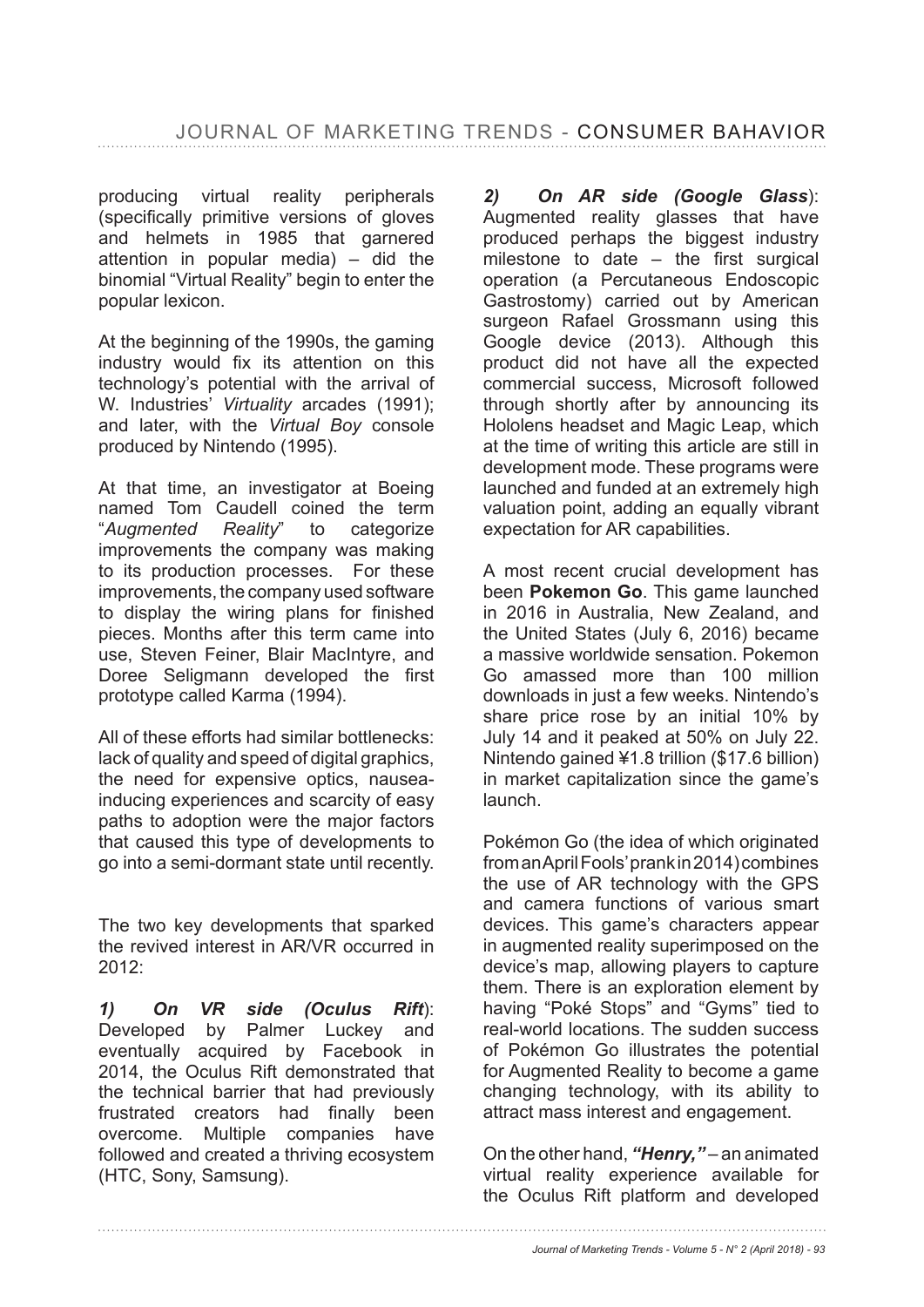producing virtual reality peripherals (specifically primitive versions of gloves and helmets in 1985 that garnered attention in popular media) – did the binomial "Virtual Reality" begin to enter the popular lexicon.

At the beginning of the 1990s, the gaming industry would fix its attention on this technology's potential with the arrival of W. Industries' *Virtuality* arcades (1991); and later, with the *Virtual Boy* console produced by Nintendo (1995).

At that time, an investigator at Boeing named Tom Caudell coined the term "*Augmented Reality*" to categorize improvements the company was making to its production processes. For these improvements, the company used software to display the wiring plans for finished pieces. Months after this term came into use, Steven Feiner, Blair MacIntyre, and Doree Seligmann developed the first prototype called Karma (1994).

All of these efforts had similar bottlenecks: lack of quality and speed of digital graphics, the need for expensive optics, nausea-inducing experiences and scarcity of easy paths to adoption were the major factors that caused this type of developments to go into a semi-dormant state until recently.

The two key developments that sparked the revived interest in AR/VR occurred in 2012:

***1) On VR side (Oculus Rift)***: Developed by Palmer Luckey and eventually acquired by Facebook in 2014, the Oculus Rift demonstrated that the technical barrier that had previously frustrated creators had finally been overcome. Multiple companies have followed and created a thriving ecosystem (HTC, Sony, Samsung).

***2) On AR side (Google Glass)***: Augmented reality glasses that have produced perhaps the biggest industry milestone to date – the first surgical operation (a Percutaneous Endoscopic Gastrostomy) carried out by American surgeon Rafael Grossmann using this Google device (2013). Although this product did not have all the expected commercial success, Microsoft followed through shortly after by announcing its Hololens headset and Magic Leap, which at the time of writing this article are still in development mode. These programs were launched and funded at an extremely high valuation point, adding an equally vibrant expectation for AR capabilities.

A most recent crucial development has been **Pokemon Go**. This game launched in 2016 in Australia, New Zealand, and the United States (July 6, 2016) became a massive worldwide sensation. Pokemon Go amassed more than 100 million downloads in just a few weeks. Nintendo's share price rose by an initial 10% by July 14 and it peaked at 50% on July 22. Nintendo gained ¥1.8 trillion ($17.6 billion) in market capitalization since the game's launch.

Pokémon Go (the idea of which originated from an April Fools' prank in 2014) combines the use of AR technology with the GPS and camera functions of various smart devices. This game's characters appear in augmented reality superimposed on the device's map, allowing players to capture them. There is an exploration element by having "Poké Stops" and "Gyms" tied to real-world locations. The sudden success of Pokémon Go illustrates the potential for Augmented Reality to become a game changing technology, with its ability to attract mass interest and engagement.

On the other hand, ***"Henry,"*** – an animated virtual reality experience available for the Oculus Rift platform and developed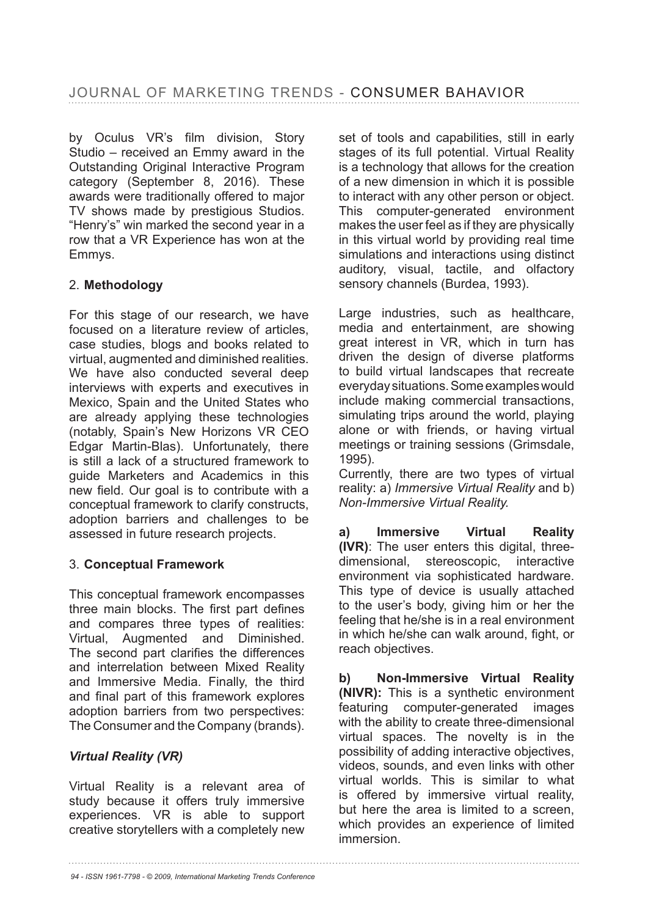by Oculus VR's film division, Story Studio – received an Emmy award in the Outstanding Original Interactive Program category (September 8, 2016). These awards were traditionally offered to major TV shows made by prestigious Studios. "Henry's" win marked the second year in a row that a VR Experience has won at the Emmys.

## 2. **Methodology**

For this stage of our research, we have focused on a literature review of articles, case studies, blogs and books related to virtual, augmented and diminished realities. We have also conducted several deep interviews with experts and executives in Mexico, Spain and the United States who are already applying these technologies (notably, Spain's New Horizons VR CEO Edgar Martin-Blas). Unfortunately, there is still a lack of a structured framework to guide Marketers and Academics in this new field. Our goal is to contribute with a conceptual framework to clarify constructs, adoption barriers and challenges to be assessed in future research projects.

## 3. **Conceptual Framework**

This conceptual framework encompasses three main blocks. The first part defines and compares three types of realities: Virtual, Augmented and Diminished. The second part clarifies the differences and interrelation between Mixed Reality and Immersive Media. Finally, the third and final part of this framework explores adoption barriers from two perspectives: The Consumer and the Company (brands).

### ***Virtual Reality (VR)***

Virtual Reality is a relevant area of study because it offers truly immersive experiences. VR is able to support creative storytellers with a completely new set of tools and capabilities, still in early stages of its full potential. Virtual Reality is a technology that allows for the creation of a new dimension in which it is possible to interact with any other person or object. This computer-generated environment makes the user feel as if they are physically in this virtual world by providing real time simulations and interactions using distinct auditory, visual, tactile, and olfactory sensory channels (Burdea, 1993).

Large industries, such as healthcare, media and entertainment, are showing great interest in VR, which in turn has driven the design of diverse platforms to build virtual landscapes that recreate everyday situations. Some examples would include making commercial transactions, simulating trips around the world, playing alone or with friends, or having virtual meetings or training sessions (Grimsdale, 1995).

Currently, there are two types of virtual reality: a) *Immersive Virtual Reality* and b) *Non-Immersive Virtual Reality.*

**a) Immersive Virtual Reality (IVR)**: The user enters this digital, three-dimensional, stereoscopic, interactive environment via sophisticated hardware. This type of device is usually attached to the user's body, giving him or her the feeling that he/she is in a real environment in which he/she can walk around, fight, or reach objectives.

**b) Non-Immersive Virtual Reality (NIVR):** This is a synthetic environment featuring computer-generated images with the ability to create three-dimensional virtual spaces. The novelty is in the possibility of adding interactive objectives, videos, sounds, and even links with other virtual worlds. This is similar to what is offered by immersive virtual reality, but here the area is limited to a screen, which provides an experience of limited immersion.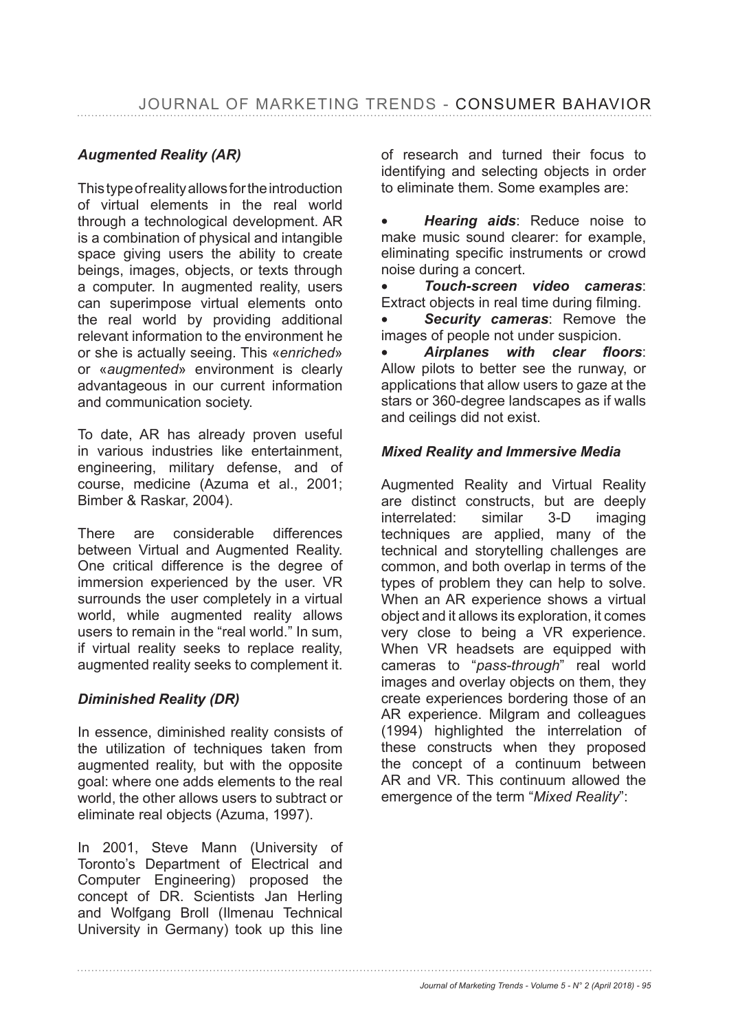### *Augmented Reality (AR)*

This type of reality allows for the introduction of virtual elements in the real world through a technological development. AR is a combination of physical and intangible space giving users the ability to create beings, images, objects, or texts through a computer. In augmented reality, users can superimpose virtual elements onto the real world by providing additional relevant information to the environment he or she is actually seeing. This «*enriched*» or «*augmented*» environment is clearly advantageous in our current information and communication society.

To date, AR has already proven useful in various industries like entertainment, engineering, military defense, and of course, medicine (Azuma et al., 2001; Bimber & Raskar, 2004).

There are considerable differences between Virtual and Augmented Reality. One critical difference is the degree of immersion experienced by the user. VR surrounds the user completely in a virtual world, while augmented reality allows users to remain in the "real world." In sum, if virtual reality seeks to replace reality, augmented reality seeks to complement it.

### *Diminished Reality (DR)*

In essence, diminished reality consists of the utilization of techniques taken from augmented reality, but with the opposite goal: where one adds elements to the real world, the other allows users to subtract or eliminate real objects (Azuma, 1997).

In 2001, Steve Mann (University of Toronto's Department of Electrical and Computer Engineering) proposed the concept of DR. Scientists Jan Herling and Wolfgang Broll (Ilmenau Technical University in Germany) took up this line of research and turned their focus to identifying and selecting objects in order to eliminate them. Some examples are:

- ***Hearing aids***: Reduce noise to make music sound clearer: for example, eliminating specific instruments or crowd noise during a concert.
- ***Touch-screen video cameras***: Extract objects in real time during filming.
- ***Security cameras***: Remove the images of people not under suspicion.
- ***Airplanes with clear floors***: Allow pilots to better see the runway, or applications that allow users to gaze at the stars or 360-degree landscapes as if walls and ceilings did not exist.

### *Mixed Reality and Immersive Media*

Augmented Reality and Virtual Reality are distinct constructs, but are deeply interrelated: similar 3-D imaging techniques are applied, many of the technical and storytelling challenges are common, and both overlap in terms of the types of problem they can help to solve. When an AR experience shows a virtual object and it allows its exploration, it comes very close to being a VR experience. When VR headsets are equipped with cameras to "*pass-through*" real world images and overlay objects on them, they create experiences bordering those of an AR experience. Milgram and colleagues (1994) highlighted the interrelation of these constructs when they proposed the concept of a continuum between AR and VR. This continuum allowed the emergence of the term "*Mixed Reality*":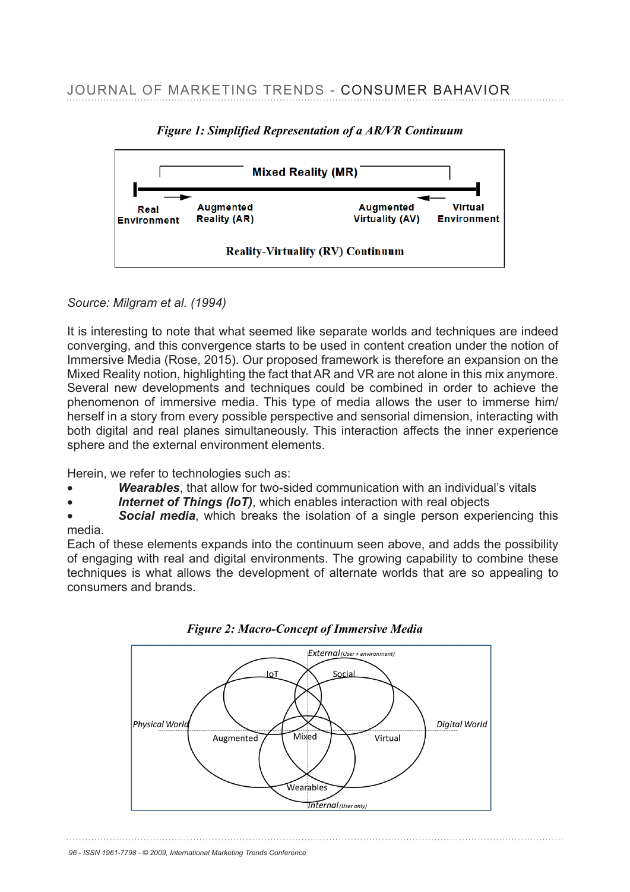*Figure 1: Simplified Representation of a AR/VR Continuum*

*Source: Milgram et al. (1994)*

It is interesting to note that what seemed like separate worlds and techniques are indeed converging, and this convergence starts to be used in content creation under the notion of Immersive Media (Rose, 2015). Our proposed framework is therefore an expansion on the Mixed Reality notion, highlighting the fact that AR and VR are not alone in this mix anymore. Several new developments and techniques could be combined in order to achieve the phenomenon of immersive media. This type of media allows the user to immerse him/herself in a story from every possible perspective and sensorial dimension, interacting with both digital and real planes simultaneously. This interaction affects the inner experience sphere and the external environment elements.

Herein, we refer to technologies such as:

- ***Wearables***, that allow for two-sided communication with an individual's vitals
- ***Internet of Things (IoT)***, which enables interaction with real objects
- ***Social media***, which breaks the isolation of a single person experiencing this media.

Each of these elements expands into the continuum seen above, and adds the possibility of engaging with real and digital environments. The growing capability to combine these techniques is what allows the development of alternate worlds that are so appealing to consumers and brands.

*Figure 2: Macro-Concept of Immersive Media*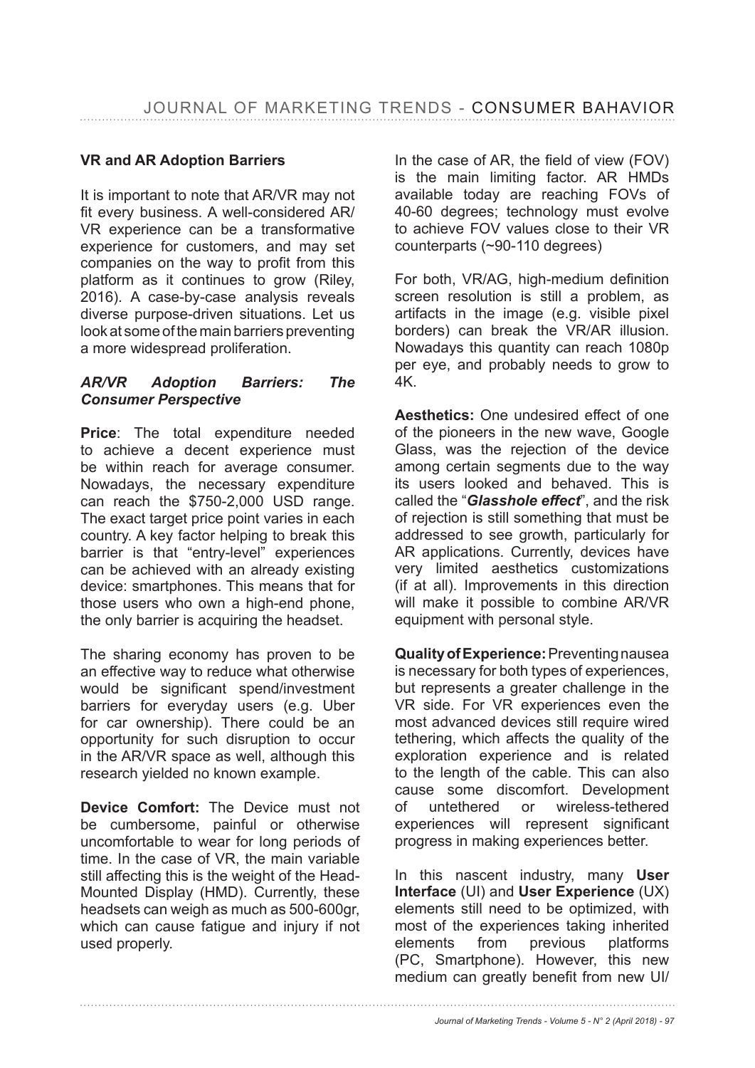## VR and AR Adoption Barriers

It is important to note that AR/VR may not fit every business. A well-considered AR/VR experience can be a transformative experience for customers, and may set companies on the way to profit from this platform as it continues to grow (Riley, 2016). A case-by-case analysis reveals diverse purpose-driven situations. Let us look at some of the main barriers preventing a more widespread proliferation.

### *AR/VR Adoption Barriers: The Consumer Perspective*

**Price**: The total expenditure needed to achieve a decent experience must be within reach for average consumer. Nowadays, the necessary expenditure can reach the $750-2,000 USD range. The exact target price point varies in each country. A key factor helping to break this barrier is that "entry-level" experiences can be achieved with an already existing device: smartphones. This means that for those users who own a high-end phone, the only barrier is acquiring the headset.

The sharing economy has proven to be an effective way to reduce what otherwise would be significant spend/investment barriers for everyday users (e.g. Uber for car ownership). There could be an opportunity for such disruption to occur in the AR/VR space as well, although this research yielded no known example.

**Device Comfort:** The Device must not be cumbersome, painful or otherwise uncomfortable to wear for long periods of time. In the case of VR, the main variable still affecting this is the weight of the Head-Mounted Display (HMD). Currently, these headsets can weigh as much as 500-600gr, which can cause fatigue and injury if not used properly.

In the case of AR, the field of view (FOV) is the main limiting factor. AR HMDs available today are reaching FOVs of 40-60 degrees; technology must evolve to achieve FOV values close to their VR counterparts (~90-110 degrees)

For both, VR/AG, high-medium definition screen resolution is still a problem, as artifacts in the image (e.g. visible pixel borders) can break the VR/AR illusion. Nowadays this quantity can reach 1080p per eye, and probably needs to grow to 4K.

**Aesthetics:** One undesired effect of one of the pioneers in the new wave, Google Glass, was the rejection of the device among certain segments due to the way its users looked and behaved. This is called the "***Glasshole effect***", and the risk of rejection is still something that must be addressed to see growth, particularly for AR applications. Currently, devices have very limited aesthetics customizations (if at all). Improvements in this direction will make it possible to combine AR/VR equipment with personal style.

**Quality of Experience:** Preventing nausea is necessary for both types of experiences, but represents a greater challenge in the VR side. For VR experiences even the most advanced devices still require wired tethering, which affects the quality of the exploration experience and is related to the length of the cable. This can also cause some discomfort. Development of untethered or wireless-tethered experiences will represent significant progress in making experiences better.

In this nascent industry, many **User Interface** (UI) and **User Experience** (UX) elements still need to be optimized, with most of the experiences taking inherited elements from previous platforms (PC, Smartphone). However, this new medium can greatly benefit from new UI/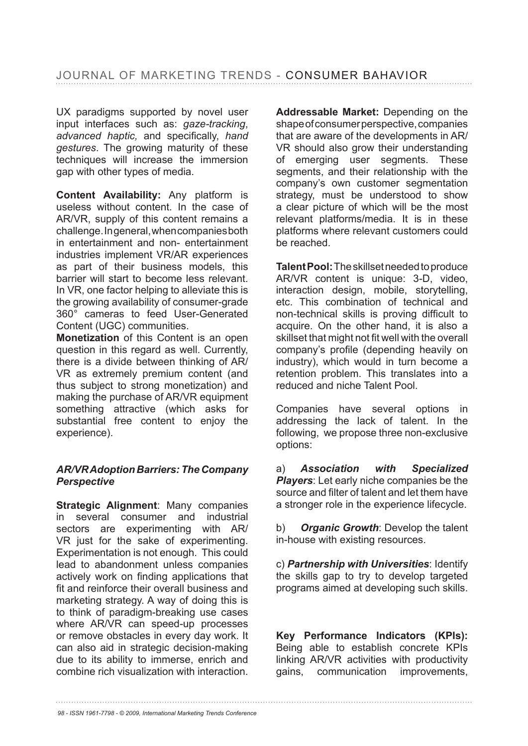UX paradigms supported by novel user input interfaces such as: *gaze-tracking*, *advanced haptic,* and specifically, *hand gestures*. The growing maturity of these techniques will increase the immersion gap with other types of media.

**Content Availability:** Any platform is useless without content. In the case of AR/VR, supply of this content remains a challenge. In general, when companies both in entertainment and non- entertainment industries implement VR/AR experiences as part of their business models, this barrier will start to become less relevant. In VR, one factor helping to alleviate this is the growing availability of consumer-grade 360° cameras to feed User-Generated Content (UGC) communities.

**Monetization** of this Content is an open question in this regard as well. Currently, there is a divide between thinking of AR/VR as extremely premium content (and thus subject to strong monetization) and making the purchase of AR/VR equipment something attractive (which asks for substantial free content to enjoy the experience).

### *AR/VR Adoption Barriers: The Company Perspective*

**Strategic Alignment**: Many companies in several consumer and industrial sectors are experimenting with AR/VR just for the sake of experimenting. Experimentation is not enough. This could lead to abandonment unless companies actively work on finding applications that fit and reinforce their overall business and marketing strategy. A way of doing this is to think of paradigm-breaking use cases where AR/VR can speed-up processes or remove obstacles in every day work. It can also aid in strategic decision-making due to its ability to immerse, enrich and combine rich visualization with interaction.

**Addressable Market:** Depending on the shape of consumer perspective, companies that are aware of the developments in AR/VR should also grow their understanding of emerging user segments. These segments, and their relationship with the company's own customer segmentation strategy, must be understood to show a clear picture of which will be the most relevant platforms/media. It is in these platforms where relevant customers could be reached.

**Talent Pool:** The skillset needed to produce AR/VR content is unique: 3-D, video, interaction design, mobile, storytelling, etc. This combination of technical and non-technical skills is proving difficult to acquire. On the other hand, it is also a skillset that might not fit well with the overall company's profile (depending heavily on industry), which would in turn become a retention problem. This translates into a reduced and niche Talent Pool.

Companies have several options in addressing the lack of talent. In the following, we propose three non-exclusive options:

a) ***Association with Specialized Players***: Let early niche companies be the source and filter of talent and let them have a stronger role in the experience lifecycle.

b) ***Organic Growth***: Develop the talent in-house with existing resources.

c) ***Partnership with Universities***: Identify the skills gap to try to develop targeted programs aimed at developing such skills.

**Key Performance Indicators (KPIs):** Being able to establish concrete KPIs linking AR/VR activities with productivity gains, communication improvements,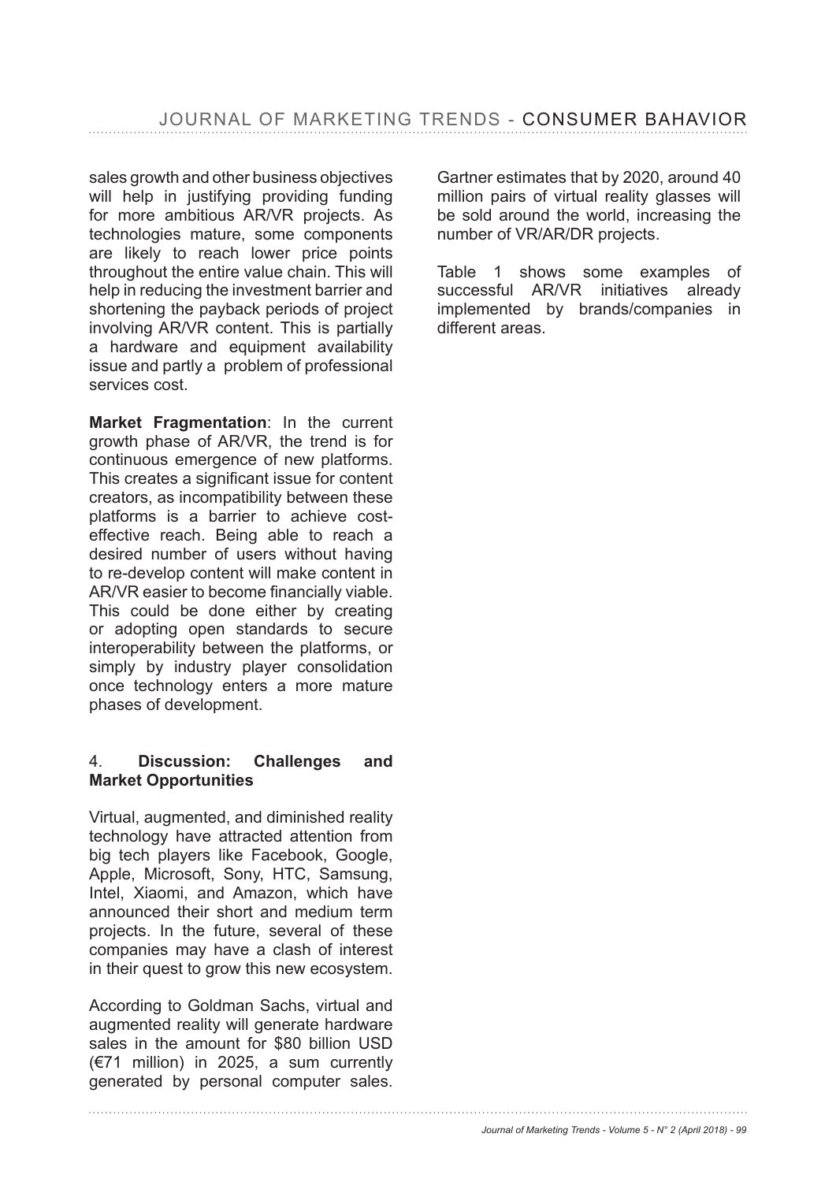sales growth and other business objectives will help in justifying providing funding for more ambitious AR/VR projects. As technologies mature, some components are likely to reach lower price points throughout the entire value chain. This will help in reducing the investment barrier and shortening the payback periods of project involving AR/VR content. This is partially a hardware and equipment availability issue and partly a problem of professional services cost.

**Market Fragmentation**: In the current growth phase of AR/VR, the trend is for continuous emergence of new platforms. This creates a significant issue for content creators, as incompatibility between these platforms is a barrier to achieve cost-effective reach. Being able to reach a desired number of users without having to re-develop content will make content in AR/VR easier to become financially viable. This could be done either by creating or adopting open standards to secure interoperability between the platforms, or simply by industry player consolidation once technology enters a more mature phases of development.

## 4. **Discussion: Challenges and Market Opportunities**

Virtual, augmented, and diminished reality technology have attracted attention from big tech players like Facebook, Google, Apple, Microsoft, Sony, HTC, Samsung, Intel, Xiaomi, and Amazon, which have announced their short and medium term projects. In the future, several of these companies may have a clash of interest in their quest to grow this new ecosystem.

According to Goldman Sachs, virtual and augmented reality will generate hardware sales in the amount for \$80 billion USD (€71 million) in 2025, a sum currently generated by personal computer sales. Gartner estimates that by 2020, around 40 million pairs of virtual reality glasses will be sold around the world, increasing the number of VR/AR/DR projects.

Table 1 shows some examples of successful AR/VR initiatives already implemented by brands/companies in different areas.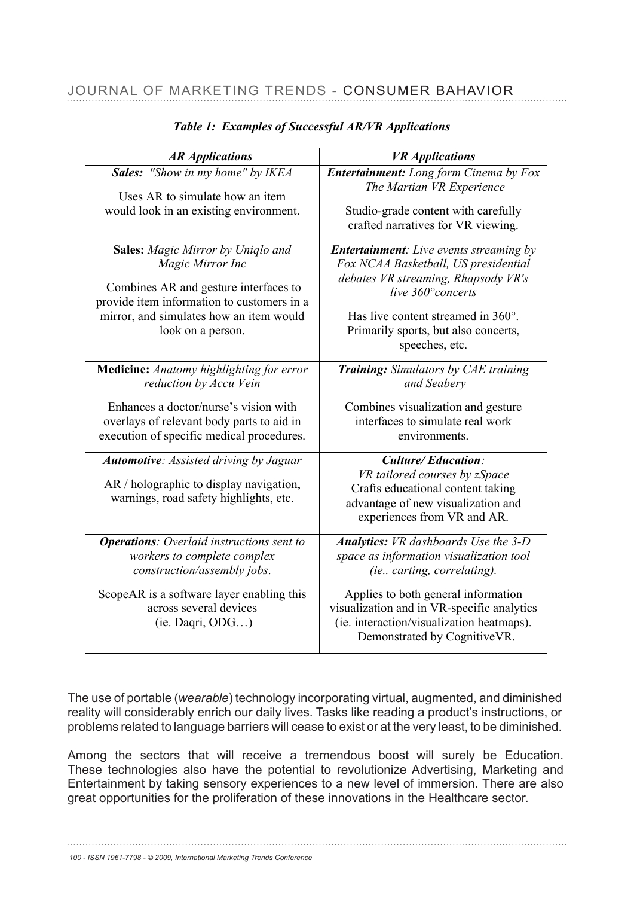*Table 1: Examples of Successful AR/VR Applications*

| *AR Applications* | *VR Applications* |
|---|---|
| ***Sales:*** *"Show in my home" by IKEA*<br><br>Uses AR to simulate how an item would look in an existing environment. | ***Entertainment:*** *Long form Cinema by Fox The Martian VR Experience*<br><br>Studio-grade content with carefully crafted narratives for VR viewing. |
| **Sales:** *Magic Mirror by Uniqlo and Magic Mirror Inc*<br><br>Combines AR and gesture interfaces to provide item information to customers in a mirror, and simulates how an item would look on a person. | ***Entertainment****: Live events streaming by Fox NCAA Basketball, US presidential debates VR streaming, Rhapsody VR's live 360°concerts*<br><br>Has live content streamed in 360°. Primarily sports, but also concerts, speeches, etc. |
| **Medicine:** *Anatomy highlighting for error reduction by Accu Vein*<br><br>Enhances a doctor/nurse's vision with overlays of relevant body parts to aid in execution of specific medical procedures. | ***Training:*** *Simulators by CAE training and Seabery*<br><br>Combines visualization and gesture interfaces to simulate real work environments. |
| ***Automotive****: Assisted driving by Jaguar*<br><br>AR / holographic to display navigation, warnings, road safety highlights, etc. | ***Culture/ Education****:*<br>*VR tailored courses by zSpace*<br>Crafts educational content taking advantage of new visualization and experiences from VR and AR. |
| ***Operations****: Overlaid instructions sent to workers to complete complex construction/assembly jobs*.<br><br>ScopeAR is a software layer enabling this across several devices (ie. Daqri, ODG…) | ***Analytics:*** *VR dashboards Use the 3-D space as information visualization tool (ie.. carting, correlating).*<br><br>Applies to both general information visualization and in VR-specific analytics (ie. interaction/visualization heatmaps). Demonstrated by CognitiveVR. |

The use of portable (*wearable*) technology incorporating virtual, augmented, and diminished reality will considerably enrich our daily lives. Tasks like reading a product's instructions, or problems related to language barriers will cease to exist or at the very least, to be diminished.

Among the sectors that will receive a tremendous boost will surely be Education. These technologies also have the potential to revolutionize Advertising, Marketing and Entertainment by taking sensory experiences to a new level of immersion. There are also great opportunities for the proliferation of these innovations in the Healthcare sector.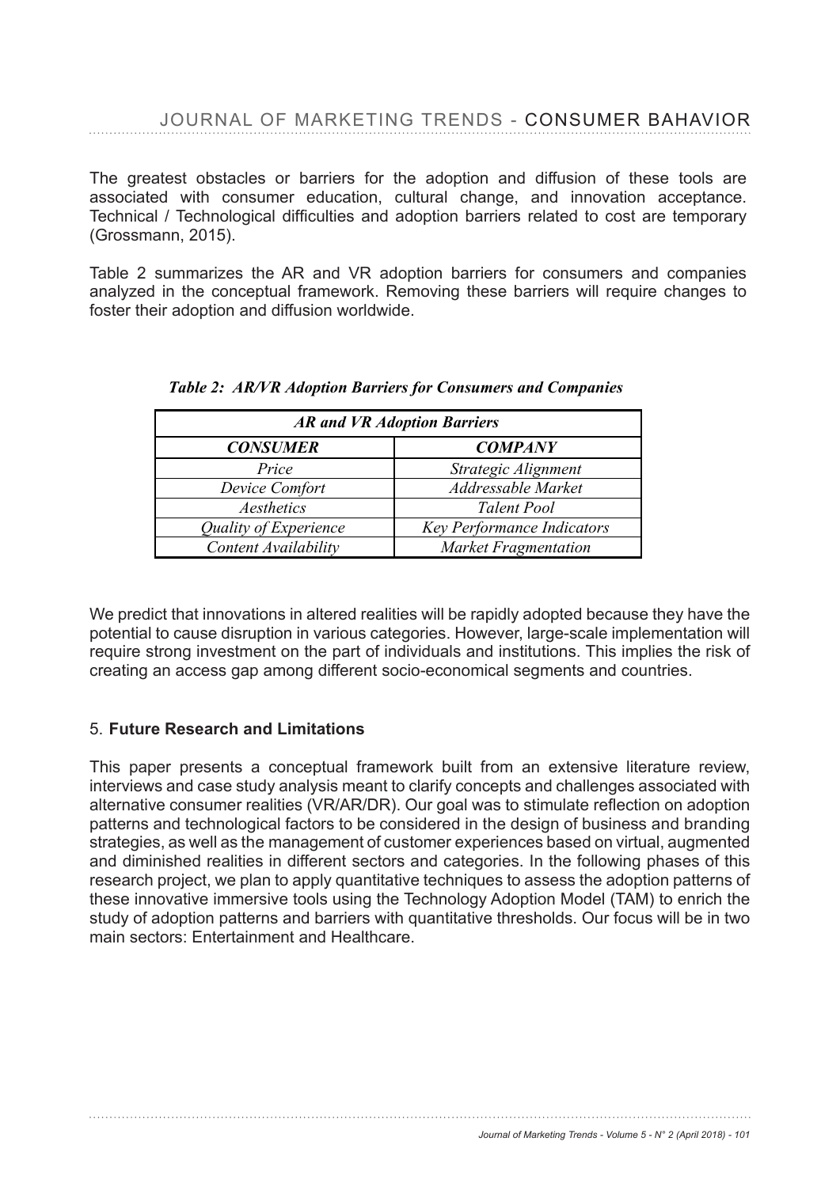The greatest obstacles or barriers for the adoption and diffusion of these tools are associated with consumer education, cultural change, and innovation acceptance. Technical / Technological difficulties and adoption barriers related to cost are temporary (Grossmann, 2015).

Table 2 summarizes the AR and VR adoption barriers for consumers and companies analyzed in the conceptual framework. Removing these barriers will require changes to foster their adoption and diffusion worldwide.

***Table 2: AR/VR Adoption Barriers for Consumers and Companies***

| ***AR and VR Adoption Barriers*** | |
|---|---|
| ***CONSUMER*** | ***COMPANY*** |
| *Price* | *Strategic Alignment* |
| *Device Comfort* | *Addressable Market* |
| *Aesthetics* | *Talent Pool* |
| *Quality of Experience* | *Key Performance Indicators* |
| *Content Availability* | *Market Fragmentation* |

We predict that innovations in altered realities will be rapidly adopted because they have the potential to cause disruption in various categories. However, large-scale implementation will require strong investment on the part of individuals and institutions. This implies the risk of creating an access gap among different socio-economical segments and countries.

## 5. Future Research and Limitations

This paper presents a conceptual framework built from an extensive literature review, interviews and case study analysis meant to clarify concepts and challenges associated with alternative consumer realities (VR/AR/DR). Our goal was to stimulate reflection on adoption patterns and technological factors to be considered in the design of business and branding strategies, as well as the management of customer experiences based on virtual, augmented and diminished realities in different sectors and categories. In the following phases of this research project, we plan to apply quantitative techniques to assess the adoption patterns of these innovative immersive tools using the Technology Adoption Model (TAM) to enrich the study of adoption patterns and barriers with quantitative thresholds. Our focus will be in two main sectors: Entertainment and Healthcare.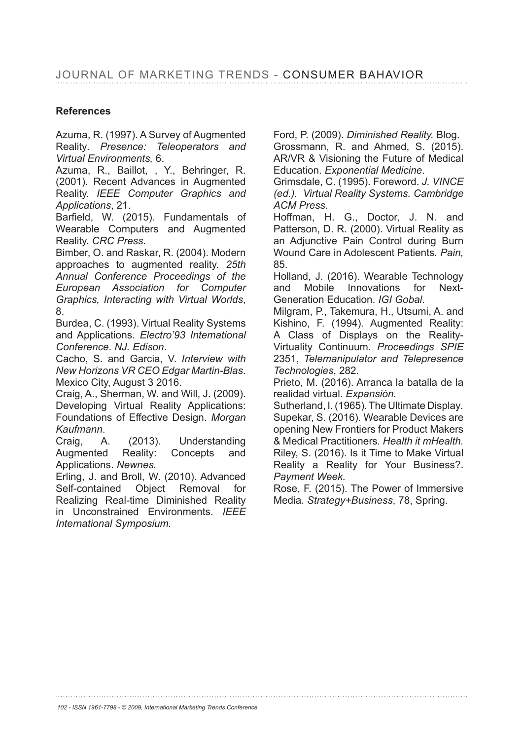## References

Azuma, R. (1997). A Survey of Augmented Reality. *Presence: Teleoperators and Virtual Environments,* 6.

Azuma, R., Baillot, , Y., Behringer, R. (2001). Recent Advances in Augmented Reality. *IEEE Computer Graphics and Applications*, 21.

Barfield, W. (2015). Fundamentals of Wearable Computers and Augmented Reality. *CRC Press.*

Bimber, O. and Raskar, R. (2004). Modern approaches to augmented reality. *25th Annual Conference Proceedings of the European Association for Computer Graphics, Interacting with Virtual Worlds*, 8.

Burdea, C. (1993). Virtual Reality Systems and Applications. *Electro'93 International Conference*. *NJ. Edison*.

Cacho, S. and Garcia, V. *Interview with New Horizons VR CEO Edgar Martin-Blas*. Mexico City, August 3 2016.

Craig, A., Sherman, W. and Will, J. (2009). Developing Virtual Reality Applications: Foundations of Effective Design. *Morgan Kaufmann*.

Craig, A. (2013). Understanding Augmented Reality: Concepts and Applications. *Newnes.*

Erling, J. and Broll, W. (2010). Advanced Self-contained Object Removal for Realizing Real-time Diminished Reality in Unconstrained Environments. *IEEE International Symposium.*

Ford, P. (2009). *Diminished Reality.* Blog.

Grossmann, R. and Ahmed, S. (2015). AR/VR & Visioning the Future of Medical Education. *Exponential Medicine*.

Grimsdale, C. (1995). Foreword. *J. VINCE (ed.). Virtual Reality Systems. Cambridge ACM Press*.

Hoffman, H. G., Doctor, J. N. and Patterson, D. R. (2000). Virtual Reality as an Adjunctive Pain Control during Burn Wound Care in Adolescent Patients. *Pain,* 85.

Holland, J. (2016). Wearable Technology and Mobile Innovations for Next-Generation Education. *IGI Gobal*.

Milgram, P., Takemura, H., Utsumi, A. and Kishino, F. (1994). Augmented Reality: A Class of Displays on the Reality-Virtuality Continuum. *Proceedings SPIE* 2351, *Telemanipulator and Telepresence Technologies*, 282.

Prieto, M. (2016). Arranca la batalla de la realidad virtual. *Expansión.*

Sutherland, I. (1965). The Ultimate Display.

Supekar, S. (2016). Wearable Devices are opening New Frontiers for Product Makers & Medical Practitioners. *Health it mHealth.*

Riley, S. (2016). Is it Time to Make Virtual Reality a Reality for Your Business?. *Payment Week.*

Rose, F. (2015). The Power of Immersive Media. *Strategy+Business*, 78, Spring.